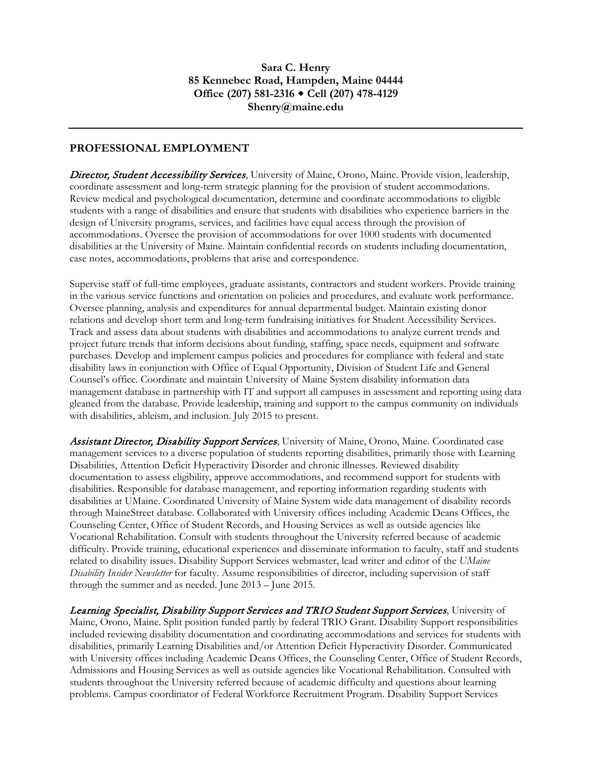**Sara C. Henry**
**85 Kennebec Road, Hampden, Maine 04444**
**Office (207) 581-2316 ◆ Cell (207) 478-4129**
**Shenry@maine.edu**

---

## PROFESSIONAL EMPLOYMENT

***Director, Student Accessibility Services***, University of Maine, Orono, Maine. Provide vision, leadership, coordinate assessment and long-term strategic planning for the provision of student accommodations. Review medical and psychological documentation, determine and coordinate accommodations to eligible students with a range of disabilities and ensure that students with disabilities who experience barriers in the design of University programs, services, and facilities have equal access through the provision of accommodations. Oversee the provision of accommodations for over 1000 students with documented disabilities at the University of Maine. Maintain confidential records on students including documentation, case notes, accommodations, problems that arise and correspondence.

Supervise staff of full-time employees, graduate assistants, contractors and student workers. Provide training in the various service functions and orientation on policies and procedures, and evaluate work performance. Oversee planning, analysis and expenditures for annual departmental budget. Maintain existing donor relations and develop short term and long-term fundraising initiatives for Student Accessibility Services. Track and assess data about students with disabilities and accommodations to analyze current trends and project future trends that inform decisions about funding, staffing, space needs, equipment and software purchases. Develop and implement campus policies and procedures for compliance with federal and state disability laws in conjunction with Office of Equal Opportunity, Division of Student Life and General Counsel's office. Coordinate and maintain University of Maine System disability information data management database in partnership with IT and support all campuses in assessment and reporting using data gleaned from the database. Provide leadership, training and support to the campus community on individuals with disabilities, ableism, and inclusion. July 2015 to present.

***Assistant Director, Disability Support Services***, University of Maine, Orono, Maine. Coordinated case management services to a diverse population of students reporting disabilities, primarily those with Learning Disabilities, Attention Deficit Hyperactivity Disorder and chronic illnesses. Reviewed disability documentation to assess eligibility, approve accommodations, and recommend support for students with disabilities. Responsible for database management, and reporting information regarding students with disabilities at UMaine. Coordinated University of Maine System wide data management of disability records through MaineStreet database. Collaborated with University offices including Academic Deans Offices, the Counseling Center, Office of Student Records, and Housing Services as well as outside agencies like Vocational Rehabilitation. Consult with students throughout the University referred because of academic difficulty. Provide training, educational experiences and disseminate information to faculty, staff and students related to disability issues. Disability Support Services webmaster, lead writer and editor of the *UMaine Disability Insider Newsletter* for faculty. Assume responsibilities of director, including supervision of staff through the summer and as needed. June 2013 – June 2015.

***Learning Specialist, Disability Support Services and TRIO Student Support Services***, University of Maine, Orono, Maine. Split position funded partly by federal TRIO Grant. Disability Support responsibilities included reviewing disability documentation and coordinating accommodations and services for students with disabilities, primarily Learning Disabilities and/or Attention Deficit Hyperactivity Disorder. Communicated with University offices including Academic Deans Offices, the Counseling Center, Office of Student Records, Admissions and Housing Services as well as outside agencies like Vocational Rehabilitation. Consulted with students throughout the University referred because of academic difficulty and questions about learning problems. Campus coordinator of Federal Workforce Recruitment Program. Disability Support Services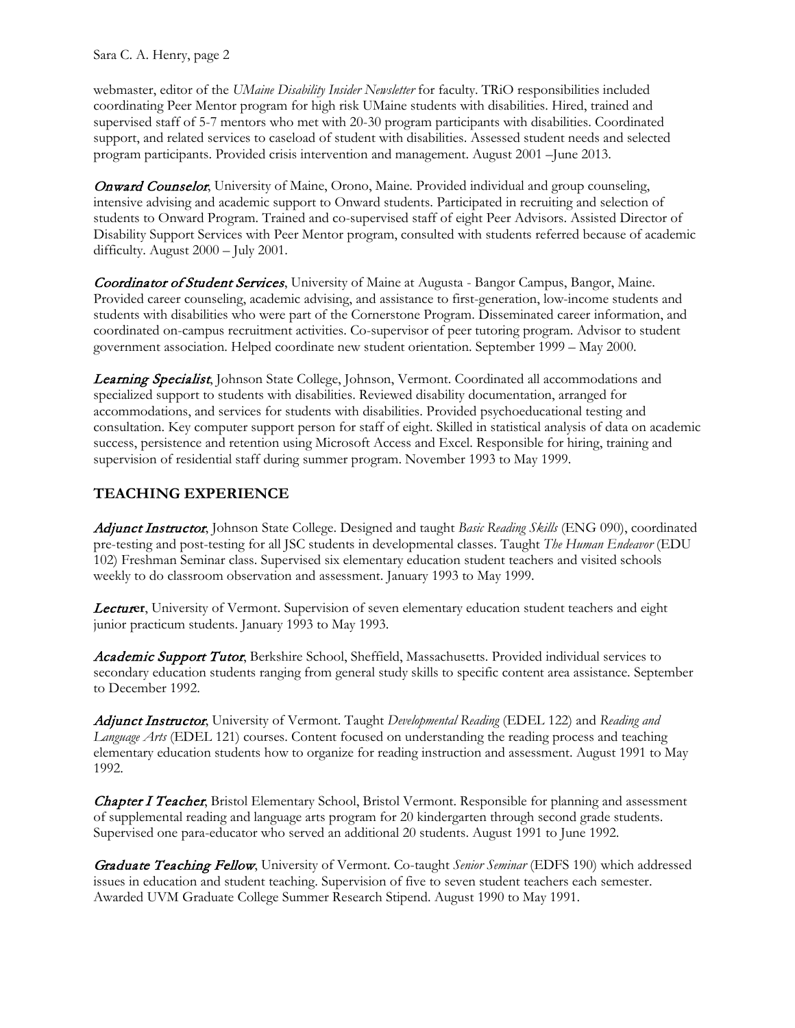webmaster, editor of the *UMaine Disability Insider Newsletter* for faculty. TRiO responsibilities included coordinating Peer Mentor program for high risk UMaine students with disabilities. Hired, trained and supervised staff of 5-7 mentors who met with 20-30 program participants with disabilities. Coordinated support, and related services to caseload of student with disabilities. Assessed student needs and selected program participants. Provided crisis intervention and management. August 2001 –June 2013.

***Onward Counselor***, University of Maine, Orono, Maine. Provided individual and group counseling, intensive advising and academic support to Onward students. Participated in recruiting and selection of students to Onward Program. Trained and co-supervised staff of eight Peer Advisors. Assisted Director of Disability Support Services with Peer Mentor program, consulted with students referred because of academic difficulty. August 2000 – July 2001.

***Coordinator of Student Services***, University of Maine at Augusta - Bangor Campus, Bangor, Maine. Provided career counseling, academic advising, and assistance to first-generation, low-income students and students with disabilities who were part of the Cornerstone Program. Disseminated career information, and coordinated on-campus recruitment activities. Co-supervisor of peer tutoring program. Advisor to student government association. Helped coordinate new student orientation. September 1999 – May 2000.

***Learning Specialist***, Johnson State College, Johnson, Vermont. Coordinated all accommodations and specialized support to students with disabilities. Reviewed disability documentation, arranged for accommodations, and services for students with disabilities. Provided psychoeducational testing and consultation. Key computer support person for staff of eight. Skilled in statistical analysis of data on academic success, persistence and retention using Microsoft Access and Excel. Responsible for hiring, training and supervision of residential staff during summer program. November 1993 to May 1999.

## TEACHING EXPERIENCE

***Adjunct Instructor***, Johnson State College. Designed and taught *Basic Reading Skills* (ENG 090), coordinated pre-testing and post-testing for all JSC students in developmental classes. Taught *The Human Endeavor* (EDU 102) Freshman Seminar class. Supervised six elementary education student teachers and visited schools weekly to do classroom observation and assessment. January 1993 to May 1999.

***Lecturer***, University of Vermont. Supervision of seven elementary education student teachers and eight junior practicum students. January 1993 to May 1993.

***Academic Support Tutor***, Berkshire School, Sheffield, Massachusetts. Provided individual services to secondary education students ranging from general study skills to specific content area assistance. September to December 1992.

***Adjunct Instructor***, University of Vermont. Taught *Developmental Reading* (EDEL 122) and *Reading and Language Arts* (EDEL 121) courses. Content focused on understanding the reading process and teaching elementary education students how to organize for reading instruction and assessment. August 1991 to May 1992.

***Chapter I Teacher***, Bristol Elementary School, Bristol Vermont. Responsible for planning and assessment of supplemental reading and language arts program for 20 kindergarten through second grade students. Supervised one para-educator who served an additional 20 students. August 1991 to June 1992.

***Graduate Teaching Fellow***, University of Vermont. Co-taught *Senior Seminar* (EDFS 190) which addressed issues in education and student teaching. Supervision of five to seven student teachers each semester. Awarded UVM Graduate College Summer Research Stipend. August 1990 to May 1991.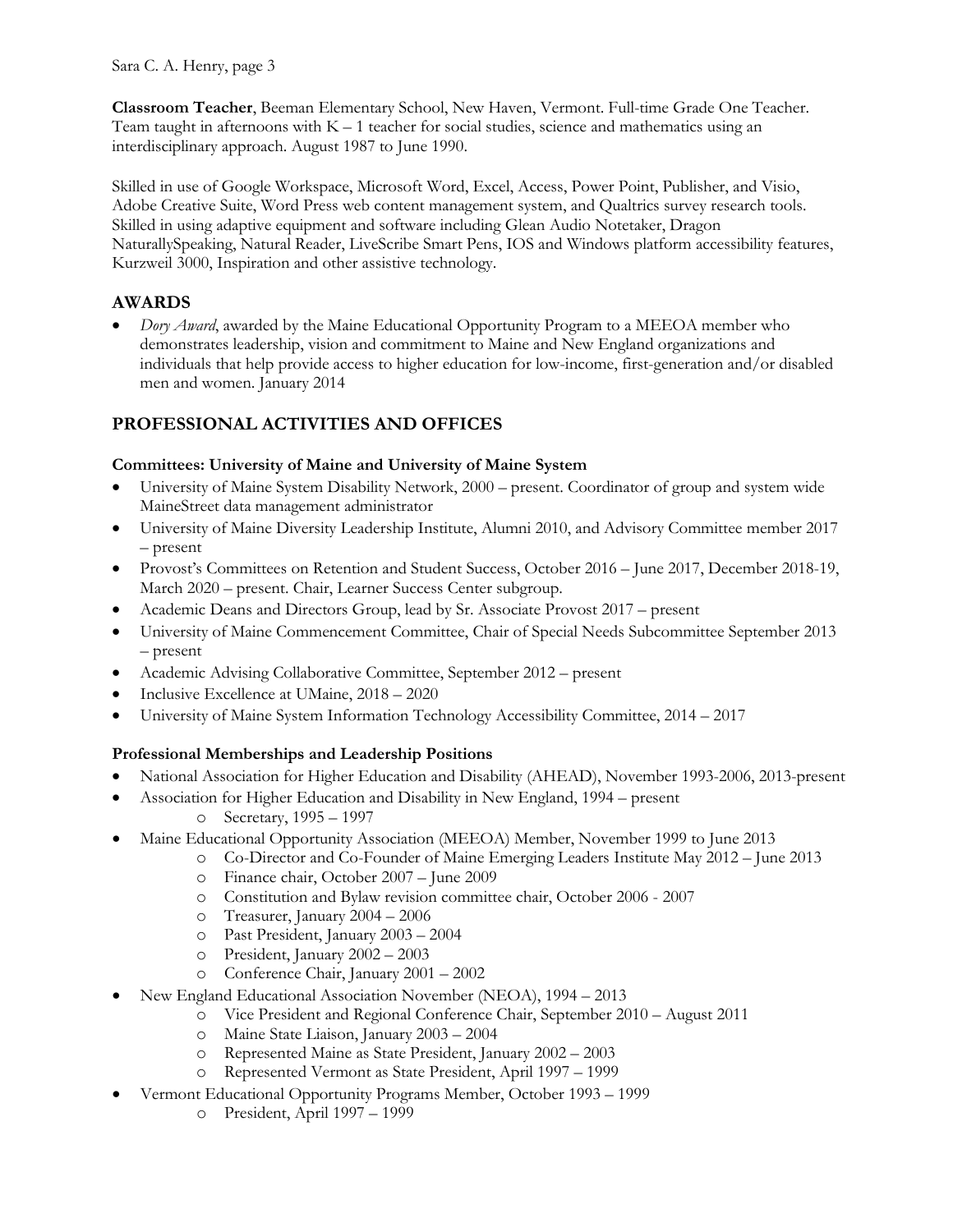**Classroom Teacher**, Beeman Elementary School, New Haven, Vermont. Full-time Grade One Teacher. Team taught in afternoons with K – 1 teacher for social studies, science and mathematics using an interdisciplinary approach. August 1987 to June 1990.

Skilled in use of Google Workspace, Microsoft Word, Excel, Access, Power Point, Publisher, and Visio, Adobe Creative Suite, Word Press web content management system, and Qualtrics survey research tools. Skilled in using adaptive equipment and software including Glean Audio Notetaker, Dragon NaturallySpeaking, Natural Reader, LiveScribe Smart Pens, IOS and Windows platform accessibility features, Kurzweil 3000, Inspiration and other assistive technology.

## AWARDS

- *Dory Award*, awarded by the Maine Educational Opportunity Program to a MEEOA member who demonstrates leadership, vision and commitment to Maine and New England organizations and individuals that help provide access to higher education for low-income, first-generation and/or disabled men and women. January 2014

## PROFESSIONAL ACTIVITIES AND OFFICES

### Committees: University of Maine and University of Maine System

- University of Maine System Disability Network, 2000 – present. Coordinator of group and system wide MaineStreet data management administrator
- University of Maine Diversity Leadership Institute, Alumni 2010, and Advisory Committee member 2017 – present
- Provost's Committees on Retention and Student Success, October 2016 – June 2017, December 2018-19, March 2020 – present. Chair, Learner Success Center subgroup.
- Academic Deans and Directors Group, lead by Sr. Associate Provost 2017 – present
- University of Maine Commencement Committee, Chair of Special Needs Subcommittee September 2013 – present
- Academic Advising Collaborative Committee, September 2012 – present
- Inclusive Excellence at UMaine, 2018 – 2020
- University of Maine System Information Technology Accessibility Committee, 2014 – 2017

### Professional Memberships and Leadership Positions

- National Association for Higher Education and Disability (AHEAD), November 1993-2006, 2013-present
- Association for Higher Education and Disability in New England, 1994 – present
  - Secretary, 1995 – 1997
- Maine Educational Opportunity Association (MEEOA) Member, November 1999 to June 2013
  - Co-Director and Co-Founder of Maine Emerging Leaders Institute May 2012 – June 2013
  - Finance chair, October 2007 – June 2009
  - Constitution and Bylaw revision committee chair, October 2006 - 2007
  - Treasurer, January 2004 – 2006
  - Past President, January 2003 – 2004
  - President, January 2002 – 2003
  - Conference Chair, January 2001 – 2002
- New England Educational Association November (NEOA), 1994 – 2013
  - Vice President and Regional Conference Chair, September 2010 – August 2011
  - Maine State Liaison, January 2003 – 2004
  - Represented Maine as State President, January 2002 – 2003
  - Represented Vermont as State President, April 1997 – 1999
- Vermont Educational Opportunity Programs Member, October 1993 – 1999
  - President, April 1997 – 1999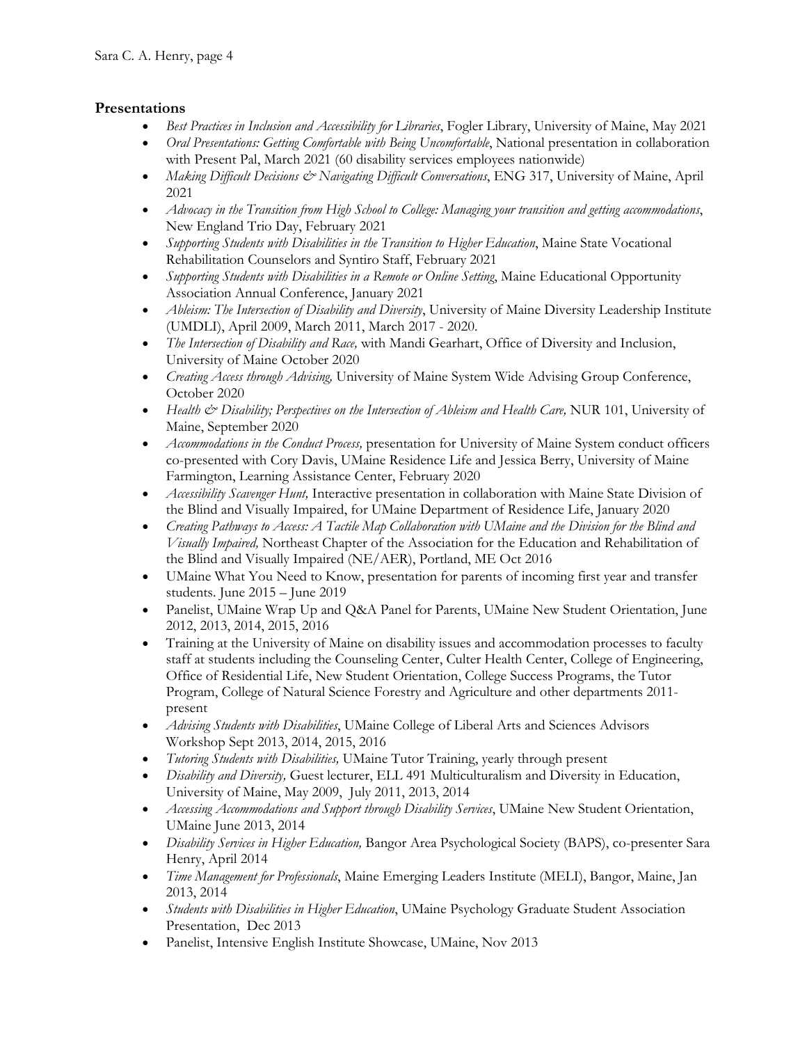## Presentations

- *Best Practices in Inclusion and Accessibility for Libraries*, Fogler Library, University of Maine, May 2021
- *Oral Presentations: Getting Comfortable with Being Uncomfortable*, National presentation in collaboration with Present Pal, March 2021 (60 disability services employees nationwide)
- *Making Difficult Decisions & Navigating Difficult Conversations*, ENG 317, University of Maine, April 2021
- *Advocacy in the Transition from High School to College: Managing your transition and getting accommodations*, New England Trio Day, February 2021
- *Supporting Students with Disabilities in the Transition to Higher Education*, Maine State Vocational Rehabilitation Counselors and Syntiro Staff, February 2021
- *Supporting Students with Disabilities in a Remote or Online Setting*, Maine Educational Opportunity Association Annual Conference, January 2021
- *Ableism: The Intersection of Disability and Diversity*, University of Maine Diversity Leadership Institute (UMDLI), April 2009, March 2011, March 2017 - 2020.
- *The Intersection of Disability and Race,* with Mandi Gearhart, Office of Diversity and Inclusion, University of Maine October 2020
- *Creating Access through Advising,* University of Maine System Wide Advising Group Conference, October 2020
- *Health & Disability; Perspectives on the Intersection of Ableism and Health Care,* NUR 101, University of Maine, September 2020
- *Accommodations in the Conduct Process,* presentation for University of Maine System conduct officers co-presented with Cory Davis, UMaine Residence Life and Jessica Berry, University of Maine Farmington, Learning Assistance Center, February 2020
- *Accessibility Scavenger Hunt,* Interactive presentation in collaboration with Maine State Division of the Blind and Visually Impaired, for UMaine Department of Residence Life, January 2020
- *Creating Pathways to Access: A Tactile Map Collaboration with UMaine and the Division for the Blind and Visually Impaired,* Northeast Chapter of the Association for the Education and Rehabilitation of the Blind and Visually Impaired (NE/AER), Portland, ME Oct 2016
- UMaine What You Need to Know, presentation for parents of incoming first year and transfer students. June 2015 – June 2019
- Panelist, UMaine Wrap Up and Q&A Panel for Parents, UMaine New Student Orientation, June 2012, 2013, 2014, 2015, 2016
- Training at the University of Maine on disability issues and accommodation processes to faculty staff at students including the Counseling Center, Culter Health Center, College of Engineering, Office of Residential Life, New Student Orientation, College Success Programs, the Tutor Program, College of Natural Science Forestry and Agriculture and other departments 2011-present
- *Advising Students with Disabilities*, UMaine College of Liberal Arts and Sciences Advisors Workshop Sept 2013, 2014, 2015, 2016
- *Tutoring Students with Disabilities,* UMaine Tutor Training, yearly through present
- *Disability and Diversity,* Guest lecturer, ELL 491 Multiculturalism and Diversity in Education, University of Maine, May 2009, July 2011, 2013, 2014
- *Accessing Accommodations and Support through Disability Services*, UMaine New Student Orientation, UMaine June 2013, 2014
- *Disability Services in Higher Education,* Bangor Area Psychological Society (BAPS), co-presenter Sara Henry, April 2014
- *Time Management for Professionals*, Maine Emerging Leaders Institute (MELI), Bangor, Maine, Jan 2013, 2014
- *Students with Disabilities in Higher Education*, UMaine Psychology Graduate Student Association Presentation, Dec 2013
- Panelist, Intensive English Institute Showcase, UMaine, Nov 2013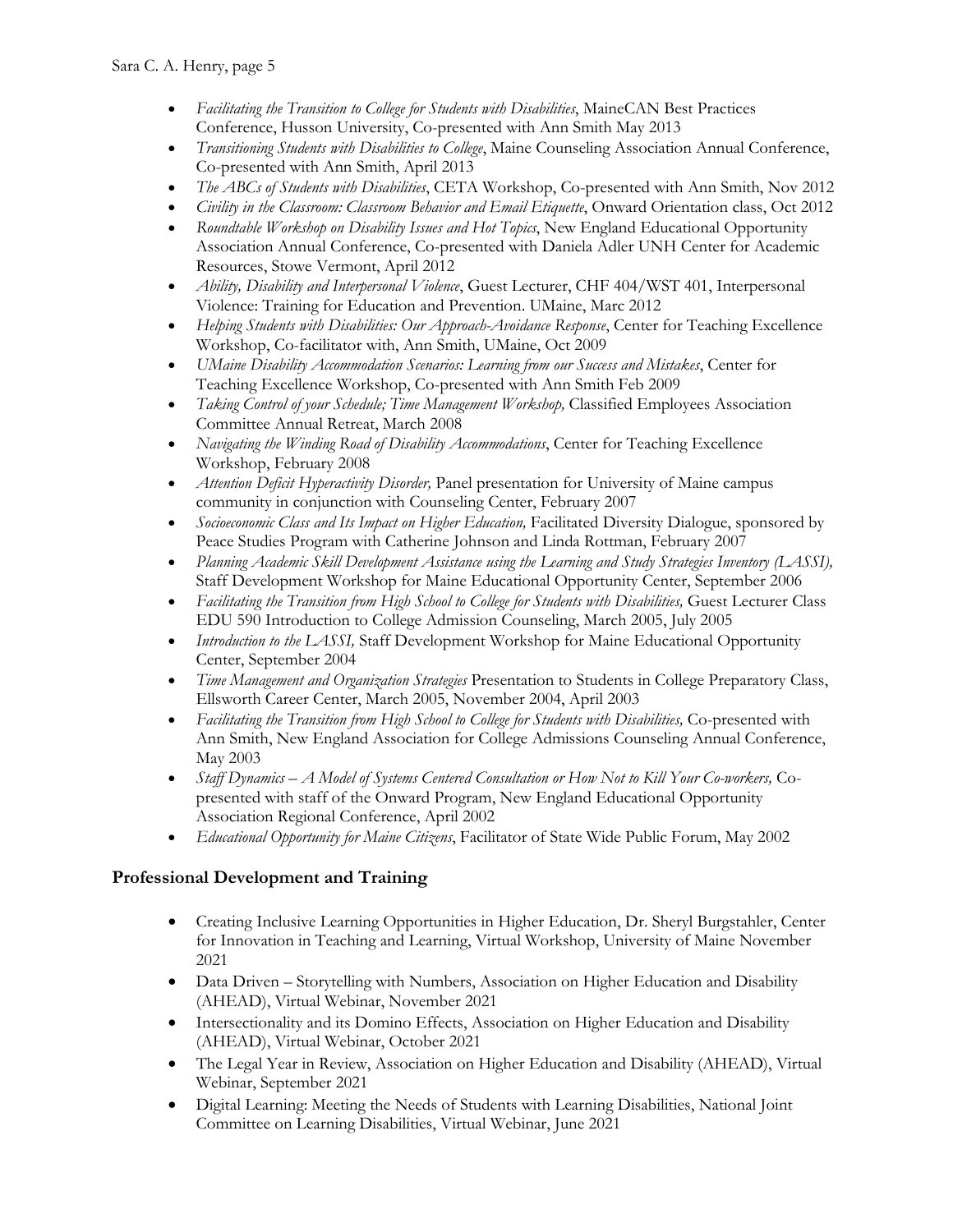- *Facilitating the Transition to College for Students with Disabilities*, MaineCAN Best Practices Conference, Husson University, Co-presented with Ann Smith May 2013
- *Transitioning Students with Disabilities to College*, Maine Counseling Association Annual Conference, Co-presented with Ann Smith, April 2013
- *The ABCs of Students with Disabilities*, CETA Workshop, Co-presented with Ann Smith, Nov 2012
- *Civility in the Classroom: Classroom Behavior and Email Etiquette*, Onward Orientation class, Oct 2012
- *Roundtable Workshop on Disability Issues and Hot Topics*, New England Educational Opportunity Association Annual Conference, Co-presented with Daniela Adler UNH Center for Academic Resources, Stowe Vermont, April 2012
- *Ability, Disability and Interpersonal Violence*, Guest Lecturer, CHF 404/WST 401, Interpersonal Violence: Training for Education and Prevention. UMaine, Marc 2012
- *Helping Students with Disabilities: Our Approach-Avoidance Response*, Center for Teaching Excellence Workshop, Co-facilitator with, Ann Smith, UMaine, Oct 2009
- *UMaine Disability Accommodation Scenarios: Learning from our Success and Mistakes*, Center for Teaching Excellence Workshop, Co-presented with Ann Smith Feb 2009
- *Taking Control of your Schedule; Time Management Workshop,* Classified Employees Association Committee Annual Retreat, March 2008
- *Navigating the Winding Road of Disability Accommodations*, Center for Teaching Excellence Workshop, February 2008
- *Attention Deficit Hyperactivity Disorder,* Panel presentation for University of Maine campus community in conjunction with Counseling Center, February 2007
- *Socioeconomic Class and Its Impact on Higher Education,* Facilitated Diversity Dialogue, sponsored by Peace Studies Program with Catherine Johnson and Linda Rottman, February 2007
- *Planning Academic Skill Development Assistance using the Learning and Study Strategies Inventory (LASSI),* Staff Development Workshop for Maine Educational Opportunity Center, September 2006
- *Facilitating the Transition from High School to College for Students with Disabilities,* Guest Lecturer Class EDU 590 Introduction to College Admission Counseling, March 2005, July 2005
- *Introduction to the LASSI,* Staff Development Workshop for Maine Educational Opportunity Center, September 2004
- *Time Management and Organization Strategies* Presentation to Students in College Preparatory Class, Ellsworth Career Center, March 2005, November 2004, April 2003
- *Facilitating the Transition from High School to College for Students with Disabilities,* Co-presented with Ann Smith, New England Association for College Admissions Counseling Annual Conference, May 2003
- *Staff Dynamics – A Model of Systems Centered Consultation or How Not to Kill Your Co-workers,* Co-presented with staff of the Onward Program, New England Educational Opportunity Association Regional Conference, April 2002
- *Educational Opportunity for Maine Citizens*, Facilitator of State Wide Public Forum, May 2002

## Professional Development and Training

- Creating Inclusive Learning Opportunities in Higher Education, Dr. Sheryl Burgstahler, Center for Innovation in Teaching and Learning, Virtual Workshop, University of Maine November 2021
- Data Driven – Storytelling with Numbers, Association on Higher Education and Disability (AHEAD), Virtual Webinar, November 2021
- Intersectionality and its Domino Effects, Association on Higher Education and Disability (AHEAD), Virtual Webinar, October 2021
- The Legal Year in Review, Association on Higher Education and Disability (AHEAD), Virtual Webinar, September 2021
- Digital Learning: Meeting the Needs of Students with Learning Disabilities, National Joint Committee on Learning Disabilities, Virtual Webinar, June 2021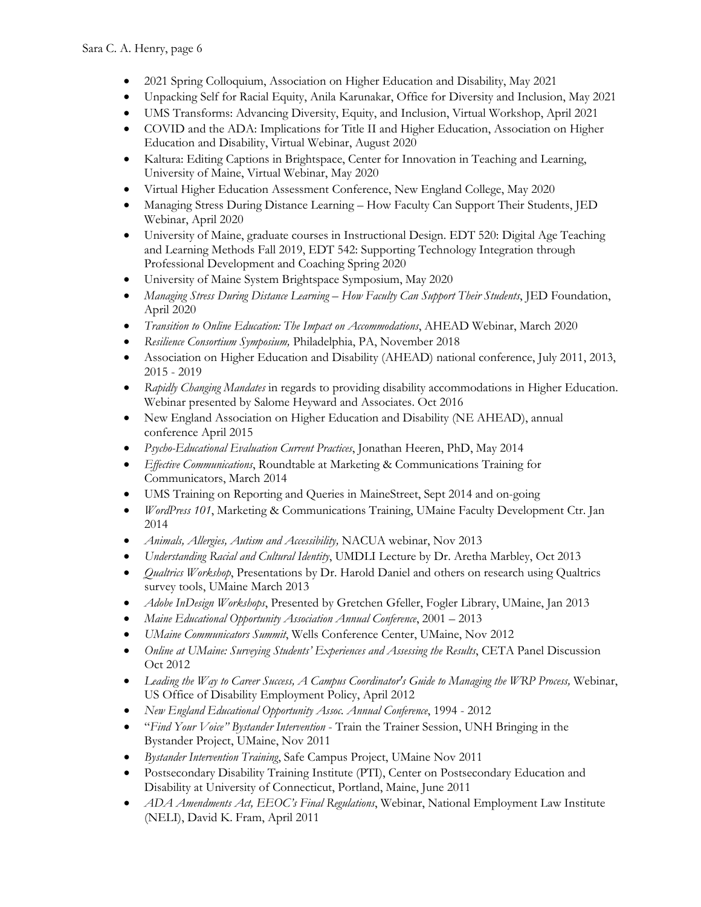- 2021 Spring Colloquium, Association on Higher Education and Disability, May 2021
- Unpacking Self for Racial Equity, Anila Karunakar, Office for Diversity and Inclusion, May 2021
- UMS Transforms: Advancing Diversity, Equity, and Inclusion, Virtual Workshop, April 2021
- COVID and the ADA: Implications for Title II and Higher Education, Association on Higher Education and Disability, Virtual Webinar, August 2020
- Kaltura: Editing Captions in Brightspace, Center for Innovation in Teaching and Learning, University of Maine, Virtual Webinar, May 2020
- Virtual Higher Education Assessment Conference, New England College, May 2020
- Managing Stress During Distance Learning – How Faculty Can Support Their Students, JED Webinar, April 2020
- University of Maine, graduate courses in Instructional Design. EDT 520: Digital Age Teaching and Learning Methods Fall 2019, EDT 542: Supporting Technology Integration through Professional Development and Coaching Spring 2020
- University of Maine System Brightspace Symposium, May 2020
- *Managing Stress During Distance Learning – How Faculty Can Support Their Students*, JED Foundation, April 2020
- *Transition to Online Education: The Impact on Accommodations*, AHEAD Webinar, March 2020
- *Resilience Consortium Symposium,* Philadelphia, PA, November 2018
- Association on Higher Education and Disability (AHEAD) national conference, July 2011, 2013, 2015 - 2019
- *Rapidly Changing Mandates* in regards to providing disability accommodations in Higher Education. Webinar presented by Salome Heyward and Associates. Oct 2016
- New England Association on Higher Education and Disability (NE AHEAD), annual conference April 2015
- *Psycho-Educational Evaluation Current Practices*, Jonathan Heeren, PhD, May 2014
- *Effective Communications*, Roundtable at Marketing & Communications Training for Communicators, March 2014
- UMS Training on Reporting and Queries in MaineStreet, Sept 2014 and on-going
- *WordPress 101*, Marketing & Communications Training, UMaine Faculty Development Ctr. Jan 2014
- *Animals, Allergies, Autism and Accessibility,* NACUA webinar, Nov 2013
- *Understanding Racial and Cultural Identity*, UMDLI Lecture by Dr. Aretha Marbley, Oct 2013
- *Qualtrics Workshop*, Presentations by Dr. Harold Daniel and others on research using Qualtrics survey tools, UMaine March 2013
- *Adobe InDesign Workshops*, Presented by Gretchen Gfeller, Fogler Library, UMaine, Jan 2013
- *Maine Educational Opportunity Association Annual Conference*, 2001 – 2013
- *UMaine Communicators Summit*, Wells Conference Center, UMaine, Nov 2012
- *Online at UMaine: Surveying Students' Experiences and Assessing the Results*, CETA Panel Discussion Oct 2012
- *Leading the Way to Career Success, A Campus Coordinator's Guide to Managing the WRP Process,* Webinar, US Office of Disability Employment Policy, April 2012
- *New England Educational Opportunity Assoc. Annual Conference*, 1994 - 2012
- "*Find Your Voice" Bystander Intervention* - Train the Trainer Session, UNH Bringing in the Bystander Project, UMaine, Nov 2011
- *Bystander Intervention Training*, Safe Campus Project, UMaine Nov 2011
- Postsecondary Disability Training Institute (PTI), Center on Postsecondary Education and Disability at University of Connecticut, Portland, Maine, June 2011
- *ADA Amendments Act, EEOC's Final Regulations*, Webinar, National Employment Law Institute (NELI), David K. Fram, April 2011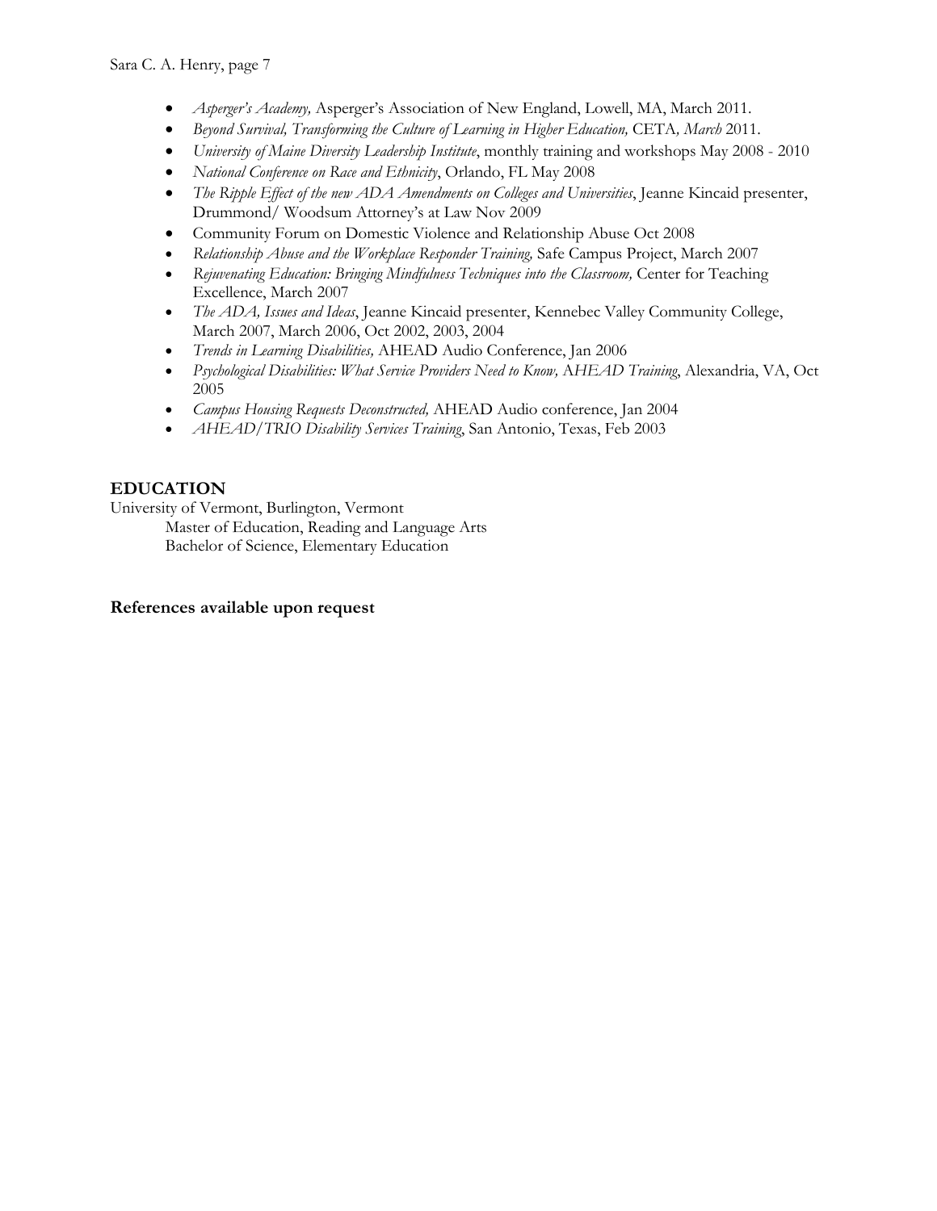- *Asperger's Academy,* Asperger's Association of New England, Lowell, MA, March 2011.
- *Beyond Survival, Transforming the Culture of Learning in Higher Education,* CETA*, March* 2011.
- *University of Maine Diversity Leadership Institute*, monthly training and workshops May 2008 - 2010
- *National Conference on Race and Ethnicity*, Orlando, FL May 2008
- *The Ripple Effect of the new ADA Amendments on Colleges and Universities*, Jeanne Kincaid presenter, Drummond/ Woodsum Attorney's at Law Nov 2009
- Community Forum on Domestic Violence and Relationship Abuse Oct 2008
- *Relationship Abuse and the Workplace Responder Training,* Safe Campus Project, March 2007
- *Rejuvenating Education: Bringing Mindfulness Techniques into the Classroom,* Center for Teaching Excellence, March 2007
- *The ADA, Issues and Ideas*, Jeanne Kincaid presenter, Kennebec Valley Community College, March 2007, March 2006, Oct 2002, 2003, 2004
- *Trends in Learning Disabilities,* AHEAD Audio Conference, Jan 2006
- *Psychological Disabilities: What Service Providers Need to Know, AHEAD Training*, Alexandria, VA, Oct 2005
- *Campus Housing Requests Deconstructed,* AHEAD Audio conference, Jan 2004
- *AHEAD/TRIO Disability Services Training*, San Antonio, Texas, Feb 2003

## EDUCATION

University of Vermont, Burlington, Vermont

Master of Education, Reading and Language Arts
Bachelor of Science, Elementary Education

**References available upon request**